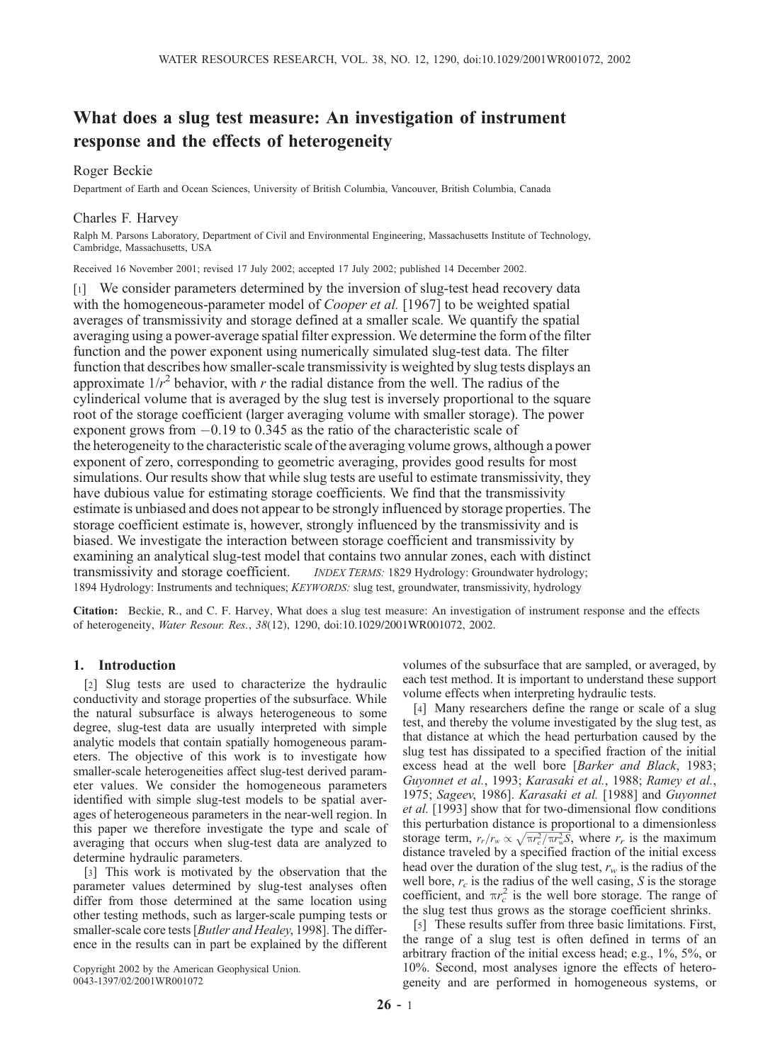# What does a slug test measure: An investigation of instrument response and the effects of heterogeneity

Roger Beckie

Department of Earth and Ocean Sciences, University of British Columbia, Vancouver, British Columbia, Canada

Charles F. Harvey

Ralph M. Parsons Laboratory, Department of Civil and Environmental Engineering, Massachusetts Institute of Technology, Cambridge, Massachusetts, USA

Received 16 November 2001; revised 17 July 2002; accepted 17 July 2002; published 14 December 2002.

[1] We consider parameters determined by the inversion of slug-test head recovery data with the homogeneous-parameter model of *Cooper et al.* [1967] to be weighted spatial averages of transmissivity and storage defined at a smaller scale. We quantify the spatial averaging using a power-average spatial filter expression. We determine the form of the filter function and the power exponent using numerically simulated slug-test data. The filter function that describes how smaller-scale transmissivity is weighted by slug tests displays an approximate $1/r^2$ behavior, with $r$ the radial distance from the well. The radius of the cylinderical volume that is averaged by the slug test is inversely proportional to the square root of the storage coefficient (larger averaging volume with smaller storage). The power exponent grows from $-0.19$ to 0.345 as the ratio of the characteristic scale of the heterogeneity to the characteristic scale of the averaging volume grows, although a power exponent of zero, corresponding to geometric averaging, provides good results for most simulations. Our results show that while slug tests are useful to estimate transmissivity, they have dubious value for estimating storage coefficients. We find that the transmissivity estimate is unbiased and does not appear to be strongly influenced by storage properties. The storage coefficient estimate is, however, strongly influenced by the transmissivity and is biased. We investigate the interaction between storage coefficient and transmissivity by examining an analytical slug-test model that contains two annular zones, each with distinct transmissivity and storage coefficient. *INDEX TERMS:* 1829 Hydrology: Groundwater hydrology; 1894 Hydrology: Instruments and techniques; *KEYWORDS:* slug test, groundwater, transmissivity, hydrology

**Citation:** Beckie, R., and C. F. Harvey, What does a slug test measure: An investigation of instrument response and the effects of heterogeneity, *Water Resour. Res.*, *38*(12), 1290, doi:10.1029/2001WR001072, 2002.

## 1. Introduction

[2] Slug tests are used to characterize the hydraulic conductivity and storage properties of the subsurface. While the natural subsurface is always heterogeneous to some degree, slug-test data are usually interpreted with simple analytic models that contain spatially homogeneous parameters. The objective of this work is to investigate how smaller-scale heterogeneities affect slug-test derived parameter values. We consider the homogeneous parameters identified with simple slug-test models to be spatial averages of heterogeneous parameters in the near-well region. In this paper we therefore investigate the type and scale of averaging that occurs when slug-test data are analyzed to determine hydraulic parameters.

[3] This work is motivated by the observation that the parameter values determined by slug-test analyses often differ from those determined at the same location using other testing methods, such as larger-scale pumping tests or smaller-scale core tests [*Butler and Healey*, 1998]. The difference in the results can in part be explained by the different volumes of the subsurface that are sampled, or averaged, by each test method. It is important to understand these support volume effects when interpreting hydraulic tests.

[4] Many researchers define the range or scale of a slug test, and thereby the volume investigated by the slug test, as that distance at which the head perturbation caused by the slug test has dissipated to a specified fraction of the initial excess head at the well bore [*Barker and Black*, 1983; *Guyonnet et al.*, 1993; *Karasaki et al.*, 1988; *Ramey et al.*, 1975; *Sageev*, 1986]. *Karasaki et al.* [1988] and *Guyonnet et al.* [1993] show that for two-dimensional flow conditions this perturbation distance is proportional to a dimensionless storage term, $r_r/r_w \propto \sqrt{\pi r_c^2/\pi r_w^2 S}$, where $r_r$ is the maximum distance traveled by a specified fraction of the initial excess head over the duration of the slug test, $r_w$ is the radius of the well bore, $r_c$ is the radius of the well casing, $S$ is the storage coefficient, and $\pi r_c^2$ is the well bore storage. The range of the slug test thus grows as the storage coefficient shrinks.

[5] These results suffer from three basic limitations. First, the range of a slug test is often defined in terms of an arbitrary fraction of the initial excess head; e.g., 1%, 5%, or 10%. Second, most analyses ignore the effects of heterogeneity and are performed in homogeneous systems, or

Copyright 2002 by the American Geophysical Union.
0043-1397/02/2001WR001072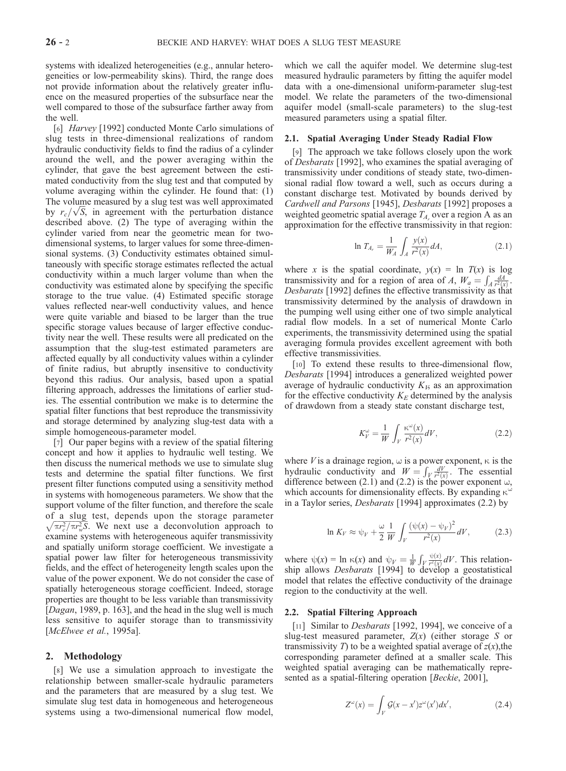systems with idealized heterogeneities (e.g., annular heterogeneities or low-permeability skins). Third, the range does not provide information about the relatively greater influence on the measured properties of the subsurface near the well compared to those of the subsurface farther away from the well.

[6] *Harvey* [1992] conducted Monte Carlo simulations of slug tests in three-dimensional realizations of random hydraulic conductivity fields to find the radius of a cylinder around the well, and the power averaging within the cylinder, that gave the best agreement between the estimated conductivity from the slug test and that computed by volume averaging within the cylinder. He found that: (1) The volume measured by a slug test was well approximated by $r_c/\sqrt{S}$, in agreement with the perturbation distance described above. (2) The type of averaging within the cylinder varied from near the geometric mean for two-dimensional systems, to larger values for some three-dimensional systems. (3) Conductivity estimates obtained simultaneously with specific storage estimates reflected the actual conductivity within a much larger volume than when the conductivity was estimated alone by specifying the specific storage to the true value. (4) Estimated specific storage values reflected near-well conductivity values, and hence were quite variable and biased to be larger than the true specific storage values because of larger effective conductivity near the well. These results were all predicated on the assumption that the slug-test estimated parameters are affected equally by all conductivity values within a cylinder of finite radius, but abruptly insensitive to conductivity beyond this radius. Our analysis, based upon a spatial filtering approach, addresses the limitations of earlier studies. The essential contribution we make is to determine the spatial filter functions that best reproduce the transmissivity and storage determined by analyzing slug-test data with a simple homogeneous-parameter model.

[7] Our paper begins with a review of the spatial filtering concept and how it applies to hydraulic well testing. We then discuss the numerical methods we use to simulate slug tests and determine the spatial filter functions. We first present filter functions computed using a sensitivity method in systems with homogeneous parameters. We show that the support volume of the filter function, and therefore the scale of a slug test, depends upon the storage parameter $\sqrt{\pi r_c^2/\pi r_w^2 S}$. We next use a deconvolution approach to examine systems with heterogeneous aquifer transmissivity and spatially uniform storage coefficient. We investigate a spatial power law filter for heterogeneous transmissivity fields, and the effect of heterogeneity length scales upon the value of the power exponent. We do not consider the case of spatially heterogeneous storage coefficient. Indeed, storage properties are thought to be less variable than transmissivity [*Dagan*, 1989, p. 163], and the head in the slug well is much less sensitive to aquifer storage than to transmissivity [*McElwee et al.*, 1995a].

## 2. Methodology

[8] We use a simulation approach to investigate the relationship between smaller-scale hydraulic parameters and the parameters that are measured by a slug test. We simulate slug test data in homogeneous and heterogeneous systems using a two-dimensional numerical flow model, which we call the aquifer model. We determine slug-test measured hydraulic parameters by fitting the aquifer model data with a one-dimensional uniform-parameter slug-test model. We relate the parameters of the two-dimensional aquifer model (small-scale parameters) to the slug-test measured parameters using a spatial filter.

### 2.1. Spatial Averaging Under Steady Radial Flow

[9] The approach we take follows closely upon the work of *Desbarats* [1992], who examines the spatial averaging of transmissivity under conditions of steady state, two-dimensional radial flow toward a well, such as occurs during a constant discharge test. Motivated by bounds derived by *Cardwell and Parsons* [1945], *Desbarats* [1992] proposes a weighted geometric spatial average $T_{A_r}$ over a region A as an approximation for the effective transmissivity in that region:

$$\ln T_{A_r} = \frac{1}{W_A} \int_A \frac{y(x)}{r^2(x)} dA, \tag{2.1}$$

where $x$ is the spatial coordinate, $y(x) = \ln T(x)$ is log transmissivity and for a region of area of $A$, $W_a = \int_A \frac{dA}{r^2(x)}$. *Desbarats* [1992] defines the effective transmissivity as that transmissivity determined by the analysis of drawdown in the pumping well using either one of two simple analytical radial flow models. In a set of numerical Monte Carlo experiments, the transmissivity determined using the spatial averaging formula provides excellent agreement with both effective transmissivities.

[10] To extend these results to three-dimensional flow, *Desbarats* [1994] introduces a generalized weighted power average of hydraulic conductivity $K_V$ as an approximation for the effective conductivity $K_E$ determined by the analysis of drawdown from a steady state constant discharge test,

$$K_V^\omega = \frac{1}{W} \int_V \frac{\kappa^\omega(x)}{r^2(x)} dV, \tag{2.2}$$

where $V$ is a drainage region, $\omega$ is a power exponent, $\kappa$ is the hydraulic conductivity and $W = \int_V \frac{dV}{r^2(x)}$. The essential difference between (2.1) and (2.2) is the power exponent $\omega$, which accounts for dimensionality effects. By expanding $\kappa^\omega$ in a Taylor series, *Desbarats* [1994] approximates (2.2) by

$$\ln K_V \approx \psi_V + \frac{\omega}{2} \frac{1}{W} \int_V \frac{(\psi(x) - \psi_V)^2}{r^2(x)} dV, \tag{2.3}$$

where $\psi(x) = \ln \kappa(x)$ and $\psi_V = \frac{1}{W} \int_V \frac{\psi(x)}{r^2(x)} dV$. This relationship allows *Desbarats* [1994] to develop a geostatistical model that relates the effective conductivity of the drainage region to the conductivity at the well.

### 2.2. Spatial Filtering Approach

[11] Similar to *Desbarats* [1992, 1994], we conceive of a slug-test measured parameter, $Z(x)$ (either storage $S$ or transmissivity $T$) to be a weighted spatial average of $z(x)$, the corresponding parameter defined at a smaller scale. This weighted spatial averaging can be mathematically represented as a spatial-filtering operation [*Beckie*, 2001],

$$Z^\omega(x) = \int_V \mathcal{G}(x - x') z^\omega(x') dx', \tag{2.4}$$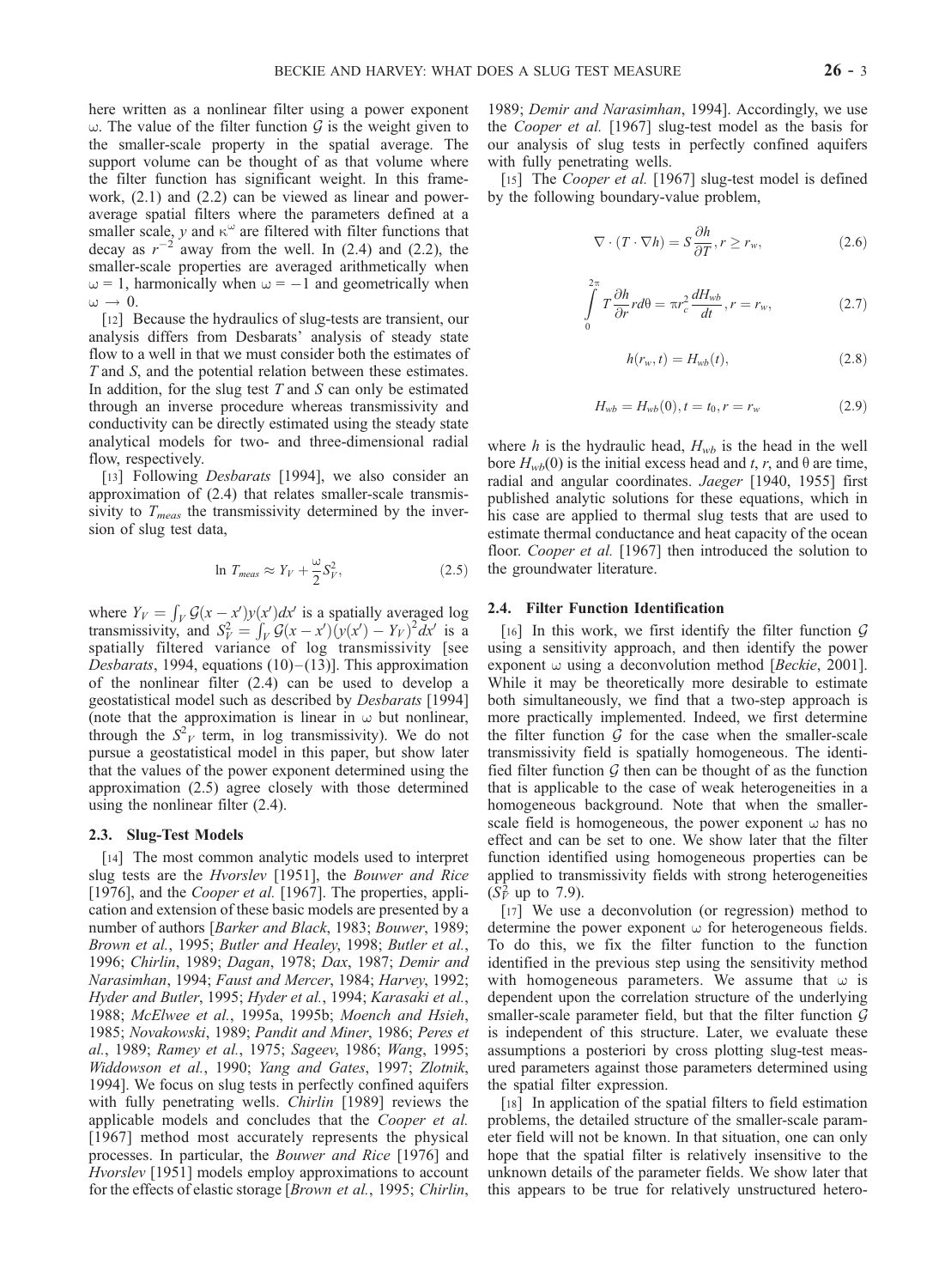here written as a nonlinear filter using a power exponent $\omega$. The value of the filter function $\mathcal{G}$ is the weight given to the smaller-scale property in the spatial average. The support volume can be thought of as that volume where the filter function has significant weight. In this framework, (2.1) and (2.2) can be viewed as linear and power-average spatial filters where the parameters defined at a smaller scale, $y$ and $\kappa^{\omega}$ are filtered with filter functions that decay as $r^{-2}$ away from the well. In (2.4) and (2.2), the smaller-scale properties are averaged arithmetically when $\omega = 1$, harmonically when $\omega = -1$ and geometrically when $\omega \rightarrow 0$.

[12] Because the hydraulics of slug-tests are transient, our analysis differs from Desbarats' analysis of steady state flow to a well in that we must consider both the estimates of $T$ and $S$, and the potential relation between these estimates. In addition, for the slug test $T$ and $S$ can only be estimated through an inverse procedure whereas transmissivity and conductivity can be directly estimated using the steady state analytical models for two- and three-dimensional radial flow, respectively.

[13] Following *Desbarats* [1994], we also consider an approximation of (2.4) that relates smaller-scale transmissivity to $T_{meas}$ the transmissivity determined by the inversion of slug test data,

$$\ln T_{meas} \approx Y_V + \frac{\omega}{2} S_V^2, \tag{2.5}$$

where $Y_V = \int_V \mathcal{G}(x - x')y(x')dx'$ is a spatially averaged log transmissivity, and $S_V^2 = \int_V \mathcal{G}(x - x')(y(x') - Y_V)^2 dx'$ is a spatially filtered variance of log transmissivity [see *Desbarats*, 1994, equations (10)–(13)]. This approximation of the nonlinear filter (2.4) can be used to develop a geostatistical model such as described by *Desbarats* [1994] (note that the approximation is linear in $\omega$ but nonlinear, through the $S^2_V$ term, in log transmissivity). We do not pursue a geostatistical model in this paper, but show later that the values of the power exponent determined using the approximation (2.5) agree closely with those determined using the nonlinear filter (2.4).

### 2.3. Slug-Test Models

[14] The most common analytic models used to interpret slug tests are the *Hvorslev* [1951], the *Bouwer and Rice* [1976], and the *Cooper et al.* [1967]. The properties, application and extension of these basic models are presented by a number of authors [*Barker and Black*, 1983; *Bouwer*, 1989; *Brown et al.*, 1995; *Butler and Healey*, 1998; *Butler et al.*, 1996; *Chirlin*, 1989; *Dagan*, 1978; *Dax*, 1987; *Demir and Narasimhan*, 1994; *Faust and Mercer*, 1984; *Harvey*, 1992; *Hyder and Butler*, 1995; *Hyder et al.*, 1994; *Karasaki et al.*, 1988; *McElwee et al.*, 1995a, 1995b; *Moench and Hsieh*, 1985; *Novakowski*, 1989; *Pandit and Miner*, 1986; *Peres et al.*, 1989; *Ramey et al.*, 1975; *Sageev*, 1986; *Wang*, 1995; *Widdowson et al.*, 1990; *Yang and Gates*, 1997; *Zlotnik*, 1994]. We focus on slug tests in perfectly confined aquifers with fully penetrating wells. *Chirlin* [1989] reviews the applicable models and concludes that the *Cooper et al.* [1967] method most accurately represents the physical processes. In particular, the *Bouwer and Rice* [1976] and *Hvorslev* [1951] models employ approximations to account for the effects of elastic storage [*Brown et al.*, 1995; *Chirlin*, 1989; *Demir and Narasimhan*, 1994]. Accordingly, we use the *Cooper et al.* [1967] slug-test model as the basis for our analysis of slug tests in perfectly confined aquifers with fully penetrating wells.

[15] The *Cooper et al.* [1967] slug-test model is defined by the following boundary-value problem,

$$\nabla \cdot (T \cdot \nabla h) = S \frac{\partial h}{\partial T}, r \geq r_w, \tag{2.6}$$

$$\int_0^{2\pi} T \frac{\partial h}{\partial r} r d\theta = \pi r_c^2 \frac{dH_{wb}}{dt}, r = r_w, \tag{2.7}$$

$$h(r_w, t) = H_{wb}(t), \tag{2.8}$$

$$H_{wb} = H_{wb}(0), t = t_0, r = r_w \tag{2.9}$$

where $h$ is the hydraulic head, $H_{wb}$ is the head in the well bore $H_{wb}(0)$ is the initial excess head and $t$, $r$, and $\theta$ are time, radial and angular coordinates. *Jaeger* [1940, 1955] first published analytic solutions for these equations, which in his case are applied to thermal slug tests that are used to estimate thermal conductance and heat capacity of the ocean floor. *Cooper et al.* [1967] then introduced the solution to the groundwater literature.

### 2.4. Filter Function Identification

[16] In this work, we first identify the filter function $\mathcal{G}$ using a sensitivity approach, and then identify the power exponent $\omega$ using a deconvolution method [*Beckie*, 2001]. While it may be theoretically more desirable to estimate both simultaneously, we find that a two-step approach is more practically implemented. Indeed, we first determine the filter function $\mathcal{G}$ for the case when the smaller-scale transmissivity field is spatially homogeneous. The identified filter function $\mathcal{G}$ then can be thought of as the function that is applicable to the case of weak heterogeneities in a homogeneous background. Note that when the smaller-scale field is homogeneous, the power exponent $\omega$ has no effect and can be set to one. We show later that the filter function identified using homogeneous properties can be applied to transmissivity fields with strong heterogeneities ($S_V^2$ up to 7.9).

[17] We use a deconvolution (or regression) method to determine the power exponent $\omega$ for heterogeneous fields. To do this, we fix the filter function to the function identified in the previous step using the sensitivity method with homogeneous parameters. We assume that $\omega$ is dependent upon the correlation structure of the underlying smaller-scale parameter field, but that the filter function $\mathcal{G}$ is independent of this structure. Later, we evaluate these assumptions a posteriori by cross plotting slug-test measured parameters against those parameters determined using the spatial filter expression.

[18] In application of the spatial filters to field estimation problems, the detailed structure of the smaller-scale parameter field will not be known. In that situation, one can only hope that the spatial filter is relatively insensitive to the unknown details of the parameter fields. We show later that this appears to be true for relatively unstructured hetero-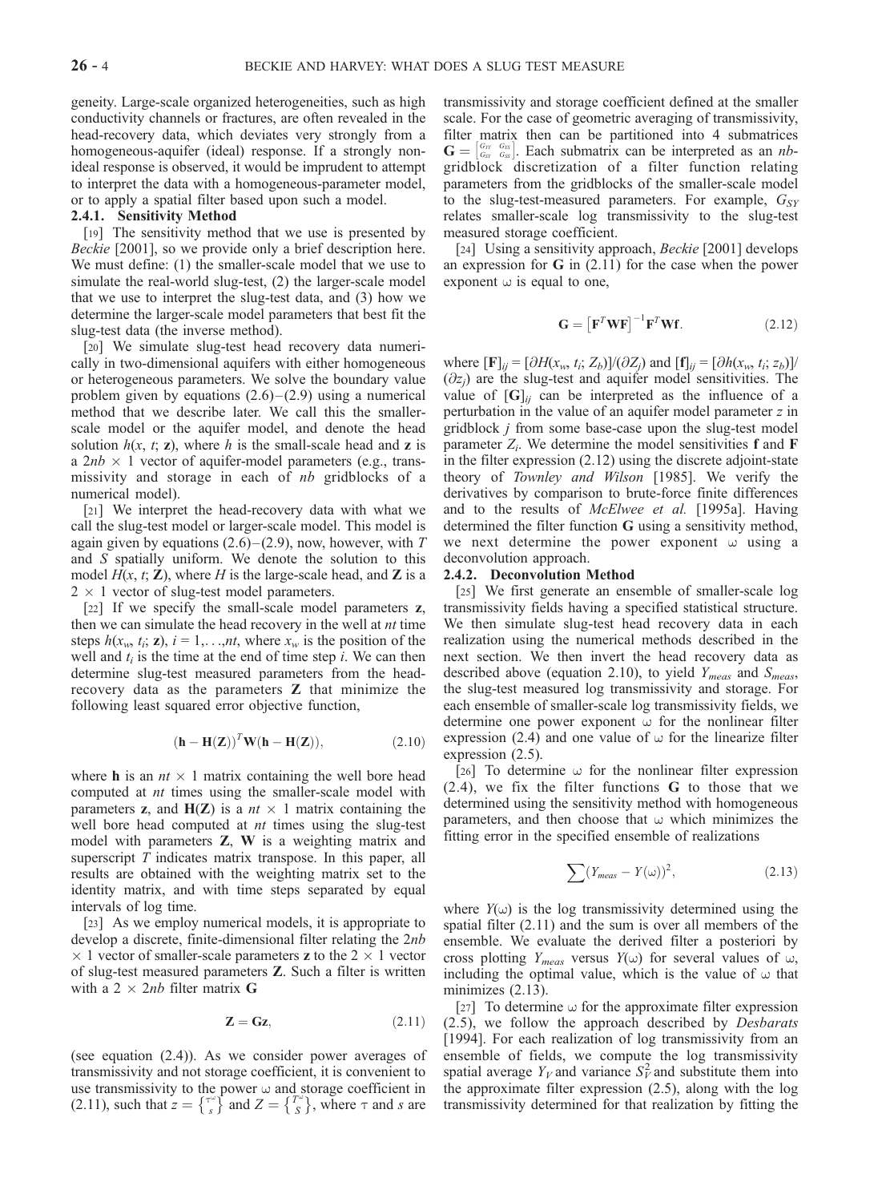geneity. Large-scale organized heterogeneities, such as high conductivity channels or fractures, are often revealed in the head-recovery data, which deviates very strongly from a homogeneous-aquifer (ideal) response. If a strongly non-ideal response is observed, it would be imprudent to attempt to interpret the data with a homogeneous-parameter model, or to apply a spatial filter based upon such a model.

#### 2.4.1. Sensitivity Method

[19] The sensitivity method that we use is presented by *Beckie* [2001], so we provide only a brief description here. We must define: (1) the smaller-scale model that we use to simulate the real-world slug-test, (2) the larger-scale model that we use to interpret the slug-test data, and (3) how we determine the larger-scale model parameters that best fit the slug-test data (the inverse method).

[20] We simulate slug-test head recovery data numerically in two-dimensional aquifers with either homogeneous or heterogeneous parameters. We solve the boundary value problem given by equations (2.6)–(2.9) using a numerical method that we describe later. We call this the smaller-scale model or the aquifer model, and denote the head solution $h(x, t; \mathbf{z})$, where $h$ is the small-scale head and $\mathbf{z}$ is a $2nb \times 1$ vector of aquifer-model parameters (e.g., transmissivity and storage in each of $nb$ gridblocks of a numerical model).

[21] We interpret the head-recovery data with what we call the slug-test model or larger-scale model. This model is again given by equations (2.6)–(2.9), now, however, with $T$ and $S$ spatially uniform. We denote the solution to this model $H(x, t; \mathbf{Z})$, where $H$ is the large-scale head, and $\mathbf{Z}$ is a $2 \times 1$ vector of slug-test model parameters.

[22] If we specify the small-scale model parameters $\mathbf{z}$, then we can simulate the head recovery in the well at $nt$ time steps $h(x_w, t_i; \mathbf{z})$, $i = 1,\ldots,nt$, where $x_w$ is the position of the well and $t_i$ is the time at the end of time step $i$. We can then determine slug-test measured parameters from the head-recovery data as the parameters $\mathbf{Z}$ that minimize the following least squared error objective function,

$$(\mathbf{h} - \mathbf{H}(\mathbf{Z}))^T \mathbf{W} (\mathbf{h} - \mathbf{H}(\mathbf{Z})), \tag{2.10}$$

where $\mathbf{h}$ is an $nt \times 1$ matrix containing the well bore head computed at $nt$ times using the smaller-scale model with parameters $\mathbf{z}$, and $\mathbf{H}(\mathbf{Z})$ is a $nt \times 1$ matrix containing the well bore head computed at $nt$ times using the slug-test model with parameters $\mathbf{Z}$, $\mathbf{W}$ is a weighting matrix and superscript $T$ indicates matrix transpose. In this paper, all results are obtained with the weighting matrix set to the identity matrix, and with time steps separated by equal intervals of log time.

[23] As we employ numerical models, it is appropriate to develop a discrete, finite-dimensional filter relating the $2nb \times 1$ vector of smaller-scale parameters $\mathbf{z}$ to the $2 \times 1$ vector of slug-test measured parameters $\mathbf{Z}$. Such a filter is written with a $2 \times 2nb$ filter matrix $\mathbf{G}$

$$\mathbf{Z} = \mathbf{G}\mathbf{z}, \tag{2.11}$$

(see equation (2.4)). As we consider power averages of transmissivity and not storage coefficient, it is convenient to use transmissivity to the power $\omega$ and storage coefficient in (2.11), such that $z = \left\{ \begin{smallmatrix} \tau^{\omega} \\ s \end{smallmatrix} \right\}$ and $Z = \left\{ \begin{smallmatrix} T^{\omega} \\ S \end{smallmatrix} \right\}$, where $\tau$ and $s$ are transmissivity and storage coefficient defined at the smaller scale. For the case of geometric averaging of transmissivity, filter matrix then can be partitioned into 4 submatrices $\mathbf{G} = \left[ \begin{smallmatrix} G_{YY} & G_{YS} \\ G_{SY} & G_{SS} \end{smallmatrix} \right]$. Each submatrix can be interpreted as an $nb$-gridblock discretization of a filter function relating parameters from the gridblocks of the smaller-scale model to the slug-test-measured parameters. For example, $G_{SY}$ relates smaller-scale log transmissivity to the slug-test measured storage coefficient.

[24] Using a sensitivity approach, *Beckie* [2001] develops an expression for $\mathbf{G}$ in (2.11) for the case when the power exponent $\omega$ is equal to one,

$$\mathbf{G} = \left[ \mathbf{F}^T \mathbf{W} \mathbf{F} \right]^{-1} \mathbf{F}^T \mathbf{W} \mathbf{f}. \tag{2.12}$$

where $[\mathbf{F}]_{ij} = [\partial H(x_w, t_i; Z_b)]/(\partial Z_j)$ and $[\mathbf{f}]_{ij} = [\partial h(x_w, t_i; z_b)]/(\partial z_j)$ are the slug-test and aquifer model sensitivities. The value of $[\mathbf{G}]_{ij}$ can be interpreted as the influence of a perturbation in the value of an aquifer model parameter $z$ in gridblock $j$ from some base-case upon the slug-test model parameter $Z_i$. We determine the model sensitivities $\mathbf{f}$ and $\mathbf{F}$ in the filter expression (2.12) using the discrete adjoint-state theory of *Townley and Wilson* [1985]. We verify the derivatives by comparison to brute-force finite differences and to the results of *McElwee et al.* [1995a]. Having determined the filter function $\mathbf{G}$ using a sensitivity method, we next determine the power exponent $\omega$ using a deconvolution approach.

#### 2.4.2. Deconvolution Method

[25] We first generate an ensemble of smaller-scale log transmissivity fields having a specified statistical structure. We then simulate slug-test head recovery data in each realization using the numerical methods described in the next section. We then invert the head recovery data as described above (equation 2.10), to yield $Y_{meas}$ and $S_{meas}$, the slug-test measured log transmissivity and storage. For each ensemble of smaller-scale log transmissivity fields, we determine one power exponent $\omega$ for the nonlinear filter expression (2.4) and one value of $\omega$ for the linearize filter expression (2.5).

[26] To determine $\omega$ for the nonlinear filter expression (2.4), we fix the filter functions $\mathbf{G}$ to those that we determined using the sensitivity method with homogeneous parameters, and then choose that $\omega$ which minimizes the fitting error in the specified ensemble of realizations

$$\sum (Y_{meas} - Y(\omega))^2, \tag{2.13}$$

where $Y(\omega)$ is the log transmissivity determined using the spatial filter (2.11) and the sum is over all members of the ensemble. We evaluate the derived filter a posteriori by cross plotting $Y_{meas}$ versus $Y(\omega)$ for several values of $\omega$, including the optimal value, which is the value of $\omega$ that minimizes (2.13).

[27] To determine $\omega$ for the approximate filter expression (2.5), we follow the approach described by *Desbarats* [1994]. For each realization of log transmissivity from an ensemble of fields, we compute the log transmissivity spatial average $Y_V$ and variance $S_V^2$ and substitute them into the approximate filter expression (2.5), along with the log transmissivity determined for that realization by fitting the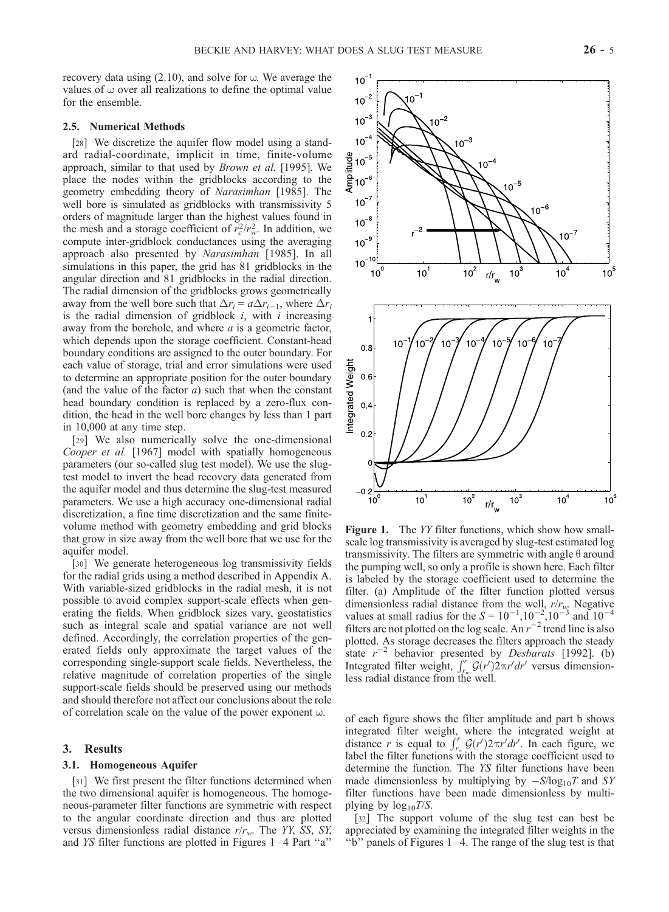recovery data using (2.10), and solve for ω. We average the values of ω over all realizations to define the optimal value for the ensemble.

### 2.5. Numerical Methods

[28] We discretize the aquifer flow model using a standard radial-coordinate, implicit in time, finite-volume approach, similar to that used by *Brown et al.* [1995]. We place the nodes within the gridblocks according to the geometry embedding theory of *Narasimhan* [1985]. The well bore is simulated as gridblocks with transmissivity 5 orders of magnitude larger than the highest values found in the mesh and a storage coefficient of $r_c^2/r_w^2$. In addition, we compute inter-gridblock conductances using the averaging approach also presented by *Narasimhan* [1985]. In all simulations in this paper, the grid has 81 gridblocks in the angular direction and 81 gridblocks in the radial direction. The radial dimension of the gridblocks grows geometrically away from the well bore such that $\Delta r_i = a\Delta r_{i-1}$, where $\Delta r_i$ is the radial dimension of gridblock $i$, with $i$ increasing away from the borehole, and where $a$ is a geometric factor, which depends upon the storage coefficient. Constant-head boundary conditions are assigned to the outer boundary. For each value of storage, trial and error simulations were used to determine an appropriate position for the outer boundary (and the value of the factor $a$) such that when the constant head boundary condition is replaced by a zero-flux condition, the head in the well bore changes by less than 1 part in 10,000 at any time step.

[29] We also numerically solve the one-dimensional *Cooper et al.* [1967] model with spatially homogeneous parameters (our so-called slug test model). We use the slug-test model to invert the head recovery data generated from the aquifer model and thus determine the slug-test measured parameters. We use a high accuracy one-dimensional radial discretization, a fine time discretization and the same finite-volume method with geometry embedding and grid blocks that grow in size away from the well bore that we use for the aquifer model.

[30] We generate heterogeneous log transmissivity fields for the radial grids using a method described in Appendix A. With variable-sized gridblocks in the radial mesh, it is not possible to avoid complex support-scale effects when generating the fields. When gridblock sizes vary, geostatistics such as integral scale and spatial variance are not well defined. Accordingly, the correlation properties of the generated fields only approximate the target values of the corresponding single-support scale fields. Nevertheless, the relative magnitude of correlation properties of the single support-scale fields should be preserved using our methods and should therefore not affect our conclusions about the role of correlation scale on the value of the power exponent ω.

## 3. Results

### 3.1. Homogeneous Aquifer

[31] We first present the filter functions determined when the two dimensional aquifer is homogeneous. The homogeneous-parameter filter functions are symmetric with respect to the angular coordinate direction and thus are plotted versus dimensionless radial distance $r/r_w$. The *YY*, *SS*, *SY*, and *YS* filter functions are plotted in Figures 1–4 Part "a" of each figure shows the filter amplitude and part b shows integrated filter weight, where the integrated weight at distance $r$ is equal to $\int_{r_w}^{r} \mathcal{G}(r')2\pi r'dr'$. In each figure, we label the filter functions with the storage coefficient used to determine the function. The *YS* filter functions have been made dimensionless by multiplying by $-S/\log_{10}T$ and *SY* filter functions have been made dimensionless by multiplying by $\log_{10}T/S$.

[32] The support volume of the slug test can best be appreciated by examining the integrated filter weights in the "b" panels of Figures 1–4. The range of the slug test is that

**Figure 1.** The *YY* filter functions, which show how small-scale log transmissivity is averaged by slug-test estimated log transmissivity. The filters are symmetric with angle θ around the pumping well, so only a profile is shown here. Each filter is labeled by the storage coefficient used to determine the filter. (a) Amplitude of the filter function plotted versus dimensionless radial distance from the well, $r/r_w$. Negative values at small radius for the $S = 10^{-1}, 10^{-2}, 10^{-3}$ and $10^{-4}$ filters are not plotted on the log scale. An $r^{-2}$ trend line is also plotted. As storage decreases the filters approach the steady state $r^{-2}$ behavior presented by *Desbarats* [1992]. (b) Integrated filter weight, $\int_{r_w}^{r} \mathcal{G}(r')2\pi r'dr'$ versus dimensionless radial distance from the well.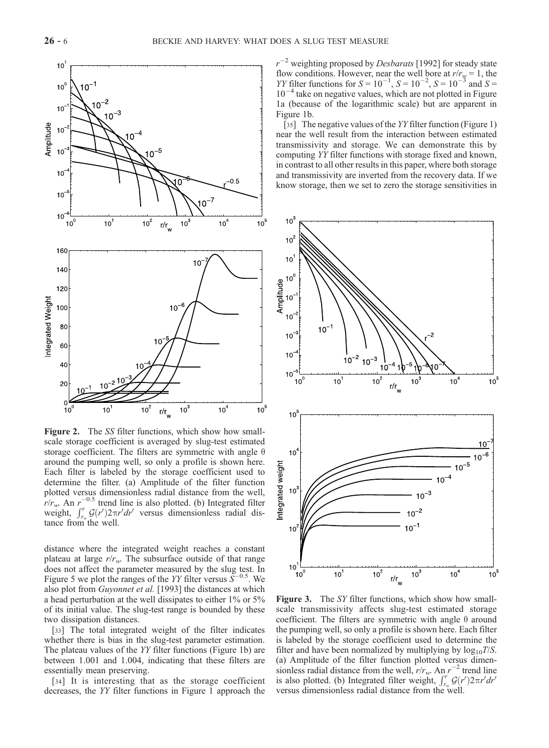**Figure 2.** The *SS* filter functions, which show how small-scale storage coefficient is averaged by slug-test estimated storage coefficient. The filters are symmetric with angle $\theta$ around the pumping well, so only a profile is shown here. Each filter is labeled by the storage coefficient used to determine the filter. (a) Amplitude of the filter function plotted versus dimensionless radial distance from the well, $r/r_w$. An $r^{-0.5}$ trend line is also plotted. (b) Integrated filter weight, $\int_{r_w}^{r} \mathcal{G}(r')2\pi r' dr'$ versus dimensionless radial distance from the well.

distance where the integrated weight reaches a constant plateau at large $r/r_w$. The subsurface outside of that range does not affect the parameter measured by the slug test. In Figure 5 we plot the ranges of the *YY* filter versus $S^{-0.5}$. We also plot from *Guyonnet et al.* [1993] the distances at which a head perturbation at the well dissipates to either 1% or 5% of its initial value. The slug-test range is bounded by these two dissipation distances.

[33] The total integrated weight of the filter indicates whether there is bias in the slug-test parameter estimation. The plateau values of the *YY* filter functions (Figure 1b) are between 1.001 and 1.004, indicating that these filters are essentially mean preserving.

[34] It is interesting that as the storage coefficient decreases, the *YY* filter functions in Figure 1 approach the $r^{-2}$ weighting proposed by *Desbarats* [1992] for steady state flow conditions. However, near the well bore at $r/r_w = 1$, the *YY* filter functions for $S = 10^{-1}$, $S = 10^{-2}$, $S = 10^{-3}$ and $S = 10^{-4}$ take on negative values, which are not plotted in Figure 1a (because of the logarithmic scale) but are apparent in Figure 1b.

[35] The negative values of the *YY* filter function (Figure 1) near the well result from the interaction between estimated transmissivity and storage. We can demonstrate this by computing *YY* filter functions with storage fixed and known, in contrast to all other results in this paper, where both storage and transmissivity are inverted from the recovery data. If we know storage, then we set to zero the storage sensitivities in

**Figure 3.** The *SY* filter functions, which show how small-scale transmissivity affects slug-test estimated storage coefficient. The filters are symmetric with angle $\theta$ around the pumping well, so only a profile is shown here. Each filter is labeled by the storage coefficient used to determine the filter and have been normalized by multiplying by $\log_{10}T/S$. (a) Amplitude of the filter function plotted versus dimensionless radial distance from the well, $r/r_w$. An $r^{-2}$ trend line is also plotted. (b) Integrated filter weight, $\int_{r_w}^{r} \mathcal{G}(r')2\pi r' dr'$ versus dimensionless radial distance from the well.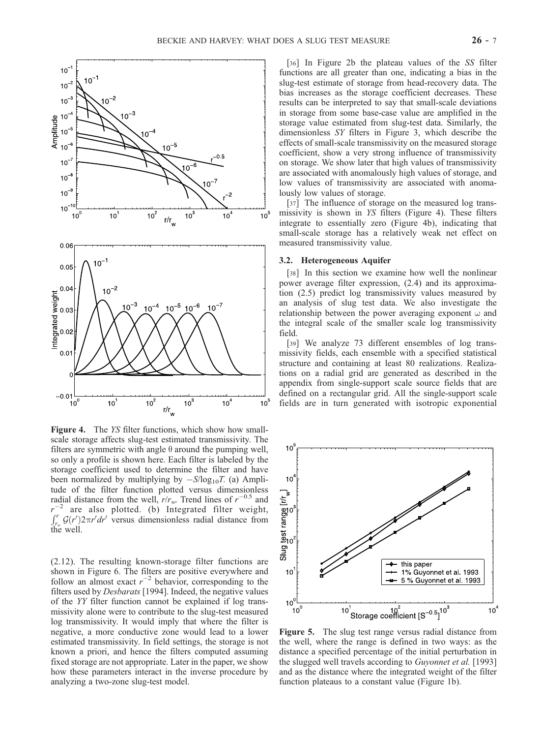**Figure 4.** The *YS* filter functions, which show how small-scale storage affects slug-test estimated transmissivity. The filters are symmetric with angle θ around the pumping well, so only a profile is shown here. Each filter is labeled by the storage coefficient used to determine the filter and have been normalized by multiplying by $-S/\log_{10}T$. (a) Amplitude of the filter function plotted versus dimensionless radial distance from the well, $r/r_w$. Trend lines of $r^{-0.5}$ and $r^{-2}$ are also plotted. (b) Integrated filter weight, $\int_{r_w}^{r} \mathcal{G}(r')2\pi r' dr'$ versus dimensionless radial distance from the well.

(2.12). The resulting known-storage filter functions are shown in Figure 6. The filters are positive everywhere and follow an almost exact $r^{-2}$ behavior, corresponding to the filters used by *Desbarats* [1994]. Indeed, the negative values of the *YY* filter function cannot be explained if log transmissivity alone were to contribute to the slug-test measured log transmissivity. It would imply that where the filter is negative, a more conductive zone would lead to a lower estimated transmissivity. In field settings, the storage is not known a priori, and hence the filters computed assuming fixed storage are not appropriate. Later in the paper, we show how these parameters interact in the inverse procedure by analyzing a two-zone slug-test model.

[36] In Figure 2b the plateau values of the *SS* filter functions are all greater than one, indicating a bias in the slug-test estimate of storage from head-recovery data. The bias increases as the storage coefficient decreases. These results can be interpreted to say that small-scale deviations in storage from some base-case value are amplified in the storage value estimated from slug-test data. Similarly, the dimensionless *SY* filters in Figure 3, which describe the effects of small-scale transmissivity on the measured storage coefficient, show a very strong influence of transmissivity on storage. We show later that high values of transmissivity are associated with anomalously high values of storage, and low values of transmissivity are associated with anomalously low values of storage.

[37] The influence of storage on the measured log transmissivity is shown in *YS* filters (Figure 4). These filters integrate to essentially zero (Figure 4b), indicating that small-scale storage has a relatively weak net effect on measured transmissivity value.

### 3.2. Heterogeneous Aquifer

[38] In this section we examine how well the nonlinear power average filter expression, (2.4) and its approximation (2.5) predict log transmissivity values measured by an analysis of slug test data. We also investigate the relationship between the power averaging exponent ω and the integral scale of the smaller scale log transmissivity field.

[39] We analyze 73 different ensembles of log transmissivity fields, each ensemble with a specified statistical structure and containing at least 80 realizations. Realizations on a radial grid are generated as described in the appendix from single-support scale source fields that are defined on a rectangular grid. All the single-support scale fields are in turn generated with isotropic exponential

**Figure 5.** The slug test range versus radial distance from the well, where the range is defined in two ways: as the distance a specified percentage of the initial perturbation in the slugged well travels according to *Guyonnet et al.* [1993] and as the distance where the integrated weight of the filter function plateaus to a constant value (Figure 1b).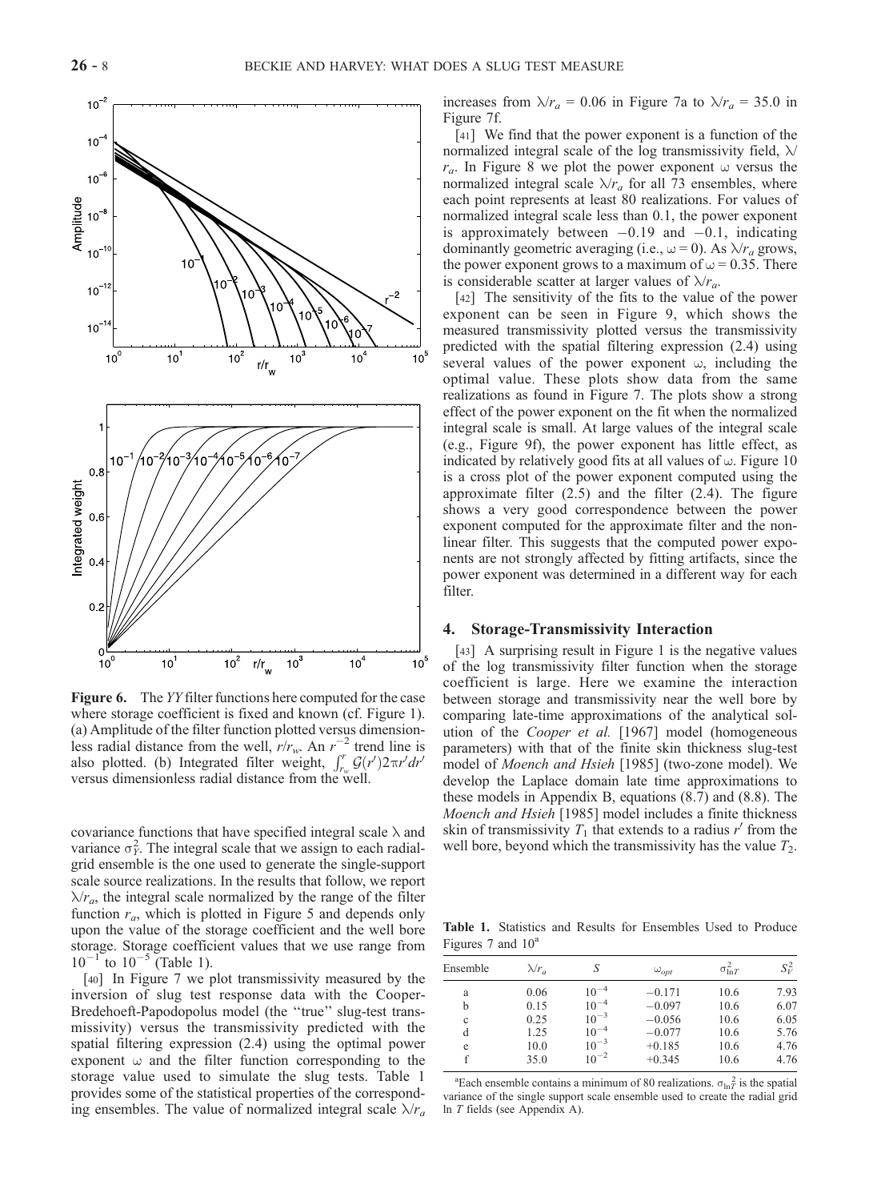**Figure 6.** The *YY* filter functions here computed for the case where storage coefficient is fixed and known (cf. Figure 1). (a) Amplitude of the filter function plotted versus dimensionless radial distance from the well, $r/r_w$. An $r^{-2}$ trend line is also plotted. (b) Integrated filter weight, $\int_{r_w}^{r} \mathcal{G}(r')2\pi r' dr'$ versus dimensionless radial distance from the well.

covariance functions that have specified integral scale $\lambda$ and variance $\sigma_Y^2$. The integral scale that we assign to each radial-grid ensemble is the one used to generate the single-support scale source realizations. In the results that follow, we report $\lambda/r_a$, the integral scale normalized by the range of the filter function $r_a$, which is plotted in Figure 5 and depends only upon the value of the storage coefficient and the well bore storage. Storage coefficient values that we use range from $10^{-1}$ to $10^{-5}$ (Table 1).

[40] In Figure 7 we plot transmissivity measured by the inversion of slug test response data with the Cooper-Bredehoeft-Papodopolus model (the "true" slug-test transmissivity) versus the transmissivity predicted with the spatial filtering expression (2.4) using the optimal power exponent $\omega$ and the filter function corresponding to the storage value used to simulate the slug tests. Table 1 provides some of the statistical properties of the corresponding ensembles. The value of normalized integral scale $\lambda/r_a$ increases from $\lambda/r_a = 0.06$ in Figure 7a to $\lambda/r_a = 35.0$ in Figure 7f.

[41] We find that the power exponent is a function of the normalized integral scale of the log transmissivity field, $\lambda/r_a$. In Figure 8 we plot the power exponent $\omega$ versus the normalized integral scale $\lambda/r_a$ for all 73 ensembles, where each point represents at least 80 realizations. For values of normalized integral scale less than 0.1, the power exponent is approximately between $-0.19$ and $-0.1$, indicating dominantly geometric averaging (i.e., $\omega = 0$). As $\lambda/r_a$ grows, the power exponent grows to a maximum of $\omega = 0.35$. There is considerable scatter at larger values of $\lambda/r_a$.

[42] The sensitivity of the fits to the value of the power exponent can be seen in Figure 9, which shows the measured transmissivity plotted versus the transmissivity predicted with the spatial filtering expression (2.4) using several values of the power exponent $\omega$, including the optimal value. These plots show data from the same realizations as found in Figure 7. The plots show a strong effect of the power exponent on the fit when the normalized integral scale is small. At large values of the integral scale (e.g., Figure 9f), the power exponent has little effect, as indicated by relatively good fits at all values of $\omega$. Figure 10 is a cross plot of the power exponent computed using the approximate filter (2.5) and the filter (2.4). The figure shows a very good correspondence between the power exponent computed for the approximate filter and the nonlinear filter. This suggests that the computed power exponents are not strongly affected by fitting artifacts, since the power exponent was determined in a different way for each filter.

## 4. Storage-Transmissivity Interaction

[43] A surprising result in Figure 1 is the negative values of the log transmissivity filter function when the storage coefficient is large. Here we examine the interaction between storage and transmissivity near the well bore by comparing late-time approximations of the analytical solution of the *Cooper et al.* [1967] model (homogeneous parameters) with that of the finite skin thickness slug-test model of *Moench and Hsieh* [1985] (two-zone model). We develop the Laplace domain late time approximations to these models in Appendix B, equations (8.7) and (8.8). The *Moench and Hsieh* [1985] model includes a finite thickness skin of transmissivity $T_1$ that extends to a radius $r'$ from the well bore, beyond which the transmissivity has the value $T_2$.

**Table 1.** Statistics and Results for Ensembles Used to Produce Figures 7 and 10[a]

| Ensemble | $\lambda/r_a$ | $S$ | $\omega_{opt}$ | $\sigma^2_{\ln T}$ | $S_V^2$ |
|---|---|---|---|---|---|
| a | 0.06 | $10^{-4}$ | $-0.171$ | 10.6 | 7.93 |
| b | 0.15 | $10^{-4}$ | $-0.097$ | 10.6 | 6.07 |
| c | 0.25 | $10^{-3}$ | $-0.056$ | 10.6 | 6.05 |
| d | 1.25 | $10^{-4}$ | $-0.077$ | 10.6 | 5.76 |
| e | 10.0 | $10^{-3}$ | $+0.185$ | 10.6 | 4.76 |
| f | 35.0 | $10^{-2}$ | $+0.345$ | 10.6 | 4.76 |

[a]Each ensemble contains a minimum of 80 realizations. $\sigma^2_{\ln T}$ is the spatial variance of the single support scale ensemble used to create the radial grid ln *T* fields (see Appendix A).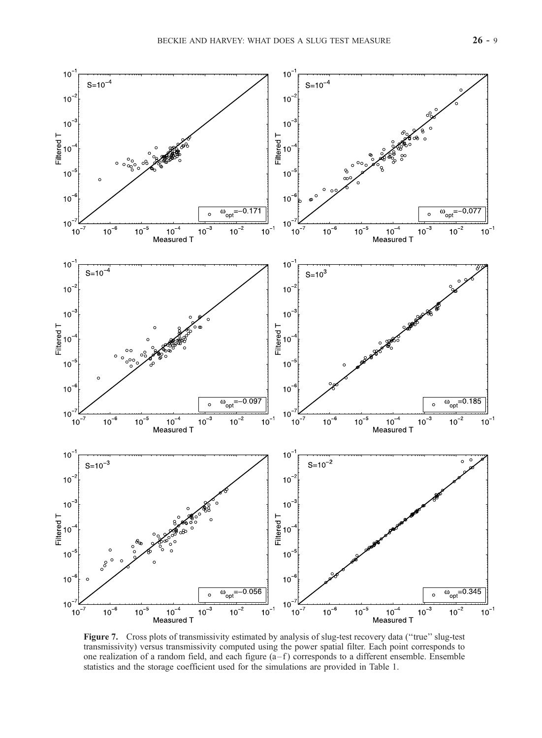**Figure 7.** Cross plots of transmissivity estimated by analysis of slug-test recovery data (''true'' slug-test transmissivity) versus transmissivity computed using the power spatial filter. Each point corresponds to one realization of a random field, and each figure (a–f) corresponds to a different ensemble. Ensemble statistics and the storage coefficient used for the simulations are provided in Table 1.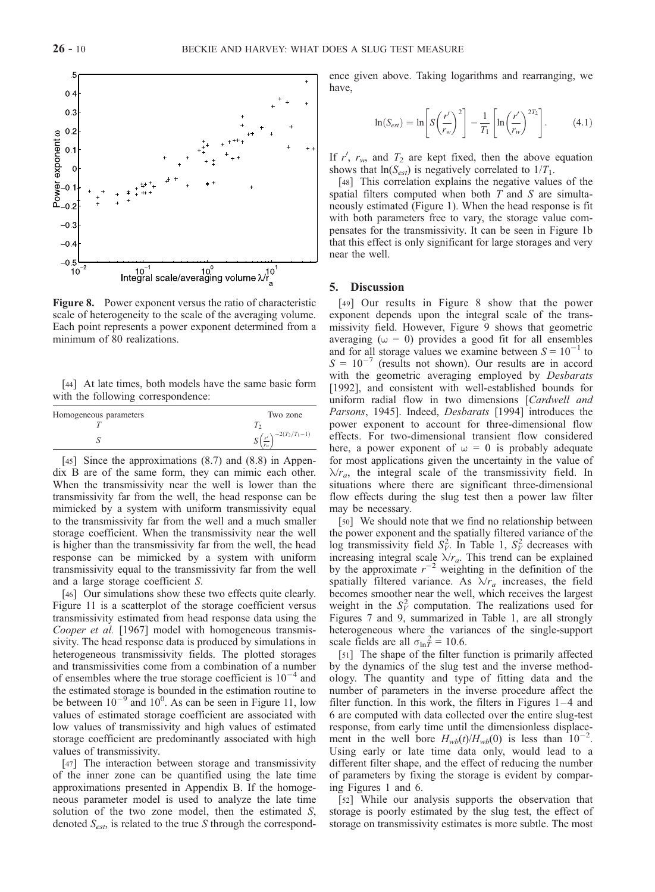**Figure 8.** Power exponent versus the ratio of characteristic scale of heterogeneity to the scale of the averaging volume. Each point represents a power exponent determined from a minimum of 80 realizations.

[44] At late times, both models have the same basic form with the following correspondence:

| Homogeneous parameters | Two zone |
|---|---|
| $T$ | $T_2$ |
| $S$ | $S\left(\frac{r'}{r_w}\right)^{-2(T_2/T_1-1)}$ |

[45] Since the approximations (8.7) and (8.8) in Appendix B are of the same form, they can mimic each other. When the transmissivity near the well is lower than the transmissivity far from the well, the head response can be mimicked by a system with uniform transmissivity equal to the transmissivity far from the well and a much smaller storage coefficient. When the transmissivity near the well is higher than the transmissivity far from the well, the head response can be mimicked by a system with uniform transmissivity equal to the transmissivity far from the well and a large storage coefficient $S$.

[46] Our simulations show these two effects quite clearly. Figure 11 is a scatterplot of the storage coefficient versus transmissivity estimated from head response data using the *Cooper et al.* [1967] model with homogeneous transmissivity. The head response data is produced by simulations in heterogeneous transmissivity fields. The plotted storages and transmissivities come from a combination of a number of ensembles where the true storage coefficient is $10^{-4}$ and the estimated storage is bounded in the estimation routine to be between $10^{-9}$ and $10^{0}$. As can be seen in Figure 11, low values of estimated storage coefficient are associated with low values of transmissivity and high values of estimated storage coefficient are predominantly associated with high values of transmissivity.

[47] The interaction between storage and transmissivity of the inner zone can be quantified using the late time approximations presented in Appendix B. If the homogeneous parameter model is used to analyze the late time solution of the two zone model, then the estimated $S$, denoted $S_{est}$, is related to the true $S$ through the correspondence given above. Taking logarithms and rearranging, we have,

$$\ln(S_{est}) = \ln\left[S\left(\frac{r'}{r_w}\right)^2\right] - \frac{1}{T_1}\left[\ln\left(\frac{r'}{r_w}\right)^{2T_2}\right]. \tag{4.1}$$

If $r'$, $r_w$, and $T_2$ are kept fixed, then the above equation shows that $\ln(S_{est})$ is negatively correlated to $1/T_1$.

[48] This correlation explains the negative values of the spatial filters computed when both $T$ and $S$ are simultaneously estimated (Figure 1). When the head response is fit with both parameters free to vary, the storage value compensates for the transmissivity. It can be seen in Figure 1b that this effect is only significant for large storages and very near the well.

## 5. Discussion

[49] Our results in Figure 8 show that the power exponent depends upon the integral scale of the transmissivity field. However, Figure 9 shows that geometric averaging ($\omega = 0$) provides a good fit for all ensembles and for all storage values we examine between $S = 10^{-1}$ to $S = 10^{-7}$ (results not shown). Our results are in accord with the geometric averaging employed by *Desbarats* [1992], and consistent with well-established bounds for uniform radial flow in two dimensions [*Cardwell and Parsons*, 1945]. Indeed, *Desbarats* [1994] introduces the power exponent to account for three-dimensional flow effects. For two-dimensional transient flow considered here, a power exponent of $\omega = 0$ is probably adequate for most applications given the uncertainty in the value of $\lambda/r_a$, the integral scale of the transmissivity field. In situations where there are significant three-dimensional flow effects during the slug test then a power law filter may be necessary.

[50] We should note that we find no relationship between the power exponent and the spatially filtered variance of the log transmissivity field $S_V^2$. In Table 1, $S_V^2$ decreases with increasing integral scale $\lambda/r_a$. This trend can be explained by the approximate $r^{-2}$ weighting in the definition of the spatially filtered variance. As $\lambda/r_a$ increases, the field becomes smoother near the well, which receives the largest weight in the $S_V^2$ computation. The realizations used for Figures 7 and 9, summarized in Table 1, are all strongly heterogeneous where the variances of the single-support scale fields are all $\sigma_{\ln T}^2 = 10.6$.

[51] The shape of the filter function is primarily affected by the dynamics of the slug test and the inverse methodology. The quantity and type of fitting data and the number of parameters in the inverse procedure affect the filter function. In this work, the filters in Figures 1–4 and 6 are computed with data collected over the entire slug-test response, from early time until the dimensionless displacement in the well bore $H_{wb}(t)/H_{wb}(0)$ is less than $10^{-2}$. Using early or late time data only, would lead to a different filter shape, and the effect of reducing the number of parameters by fixing the storage is evident by comparing Figures 1 and 6.

[52] While our analysis supports the observation that storage is poorly estimated by the slug test, the effect of storage on transmissivity estimates is more subtle. The most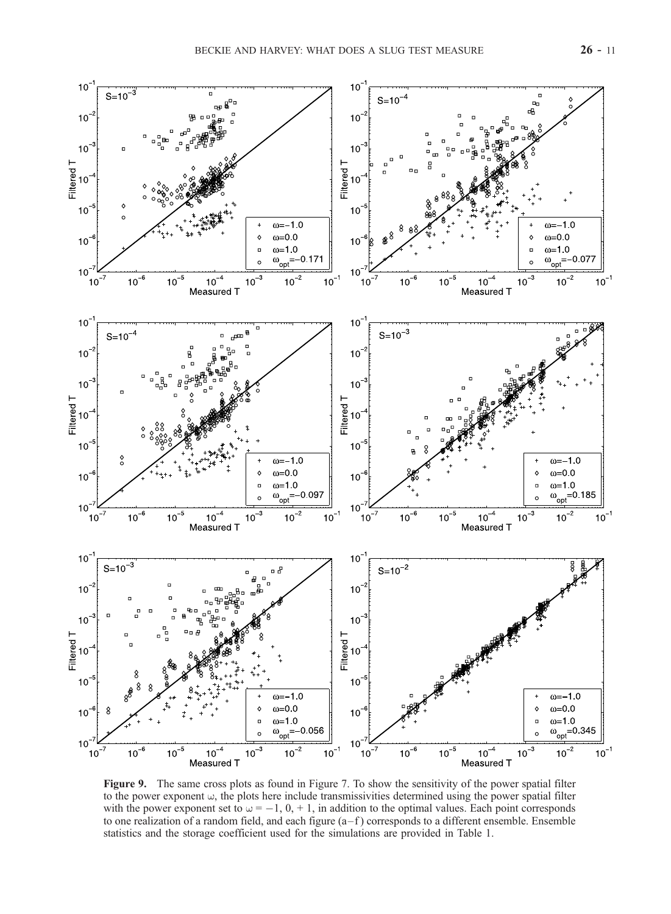**Figure 9.** The same cross plots as found in Figure 7. To show the sensitivity of the power spatial filter to the power exponent ω, the plots here include transmissivities determined using the power spatial filter with the power exponent set to ω = −1, 0, + 1, in addition to the optimal values. Each point corresponds to one realization of a random field, and each figure (a–f) corresponds to a different ensemble. Ensemble statistics and the storage coefficient used for the simulations are provided in Table 1.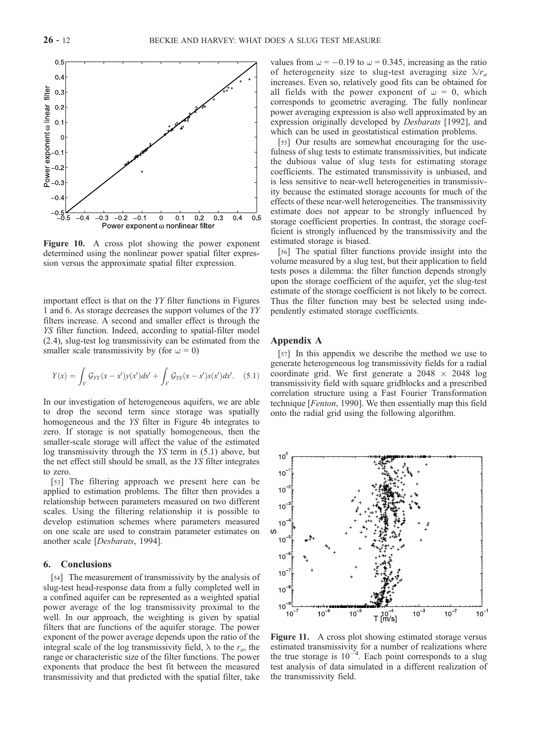Figure 10. A cross plot showing the power exponent determined using the nonlinear power spatial filter expression versus the approximate spatial filter expression.

important effect is that on the $YY$ filter functions in Figures 1 and 6. As storage decreases the support volumes of the $YY$ filters increase. A second and smaller effect is through the $YS$ filter function. Indeed, according to spatial-filter model (2.4), slug-test log transmissivity can be estimated from the smaller scale transmissivity by (for $\omega = 0$)

$$Y(x) = \int_V \mathcal{G}_{YY}(x - x')y(x')dx' + \int_V \mathcal{G}_{YS}(x - x')s(x')dx'. \quad (5.1)$$

In our investigation of heterogeneous aquifers, we are able to drop the second term since storage was spatially homogeneous and the $YS$ filter in Figure 4b integrates to zero. If storage is not spatially homogeneous, then the smaller-scale storage will affect the value of the estimated log transmissivity through the $YS$ term in (5.1) above, but the net effect still should be small, as the $YS$ filter integrates to zero.

[53] The filtering approach we present here can be applied to estimation problems. The filter then provides a relationship between parameters measured on two different scales. Using the filtering relationship it is possible to develop estimation schemes where parameters measured on one scale are used to constrain parameter estimates on another scale [*Desbarats*, 1994].

## 6. Conclusions

[54] The measurement of transmissivity by the analysis of slug-test head-response data from a fully completed well in a confined aquifer can be represented as a weighted spatial power average of the log transmissivity proximal to the well. In our approach, the weighting is given by spatial filters that are functions of the aquifer storage. The power exponent of the power average depends upon the ratio of the integral scale of the log transmissivity field, $\lambda$ to the $r_a$, the range or characteristic size of the filter functions. The power exponents that produce the best fit between the measured transmissivity and that predicted with the spatial filter, take values from $\omega = -0.19$ to $\omega = 0.345$, increasing as the ratio of heterogeneity size to slug-test averaging size $\lambda/r_a$ increases. Even so, relatively good fits can be obtained for all fields with the power exponent of $\omega = 0$, which corresponds to geometric averaging. The fully nonlinear power averaging expression is also well approximated by an expression originally developed by *Desbarats* [1992], and which can be used in geostatistical estimation problems.

[55] Our results are somewhat encouraging for the usefulness of slug tests to estimate transmissivities, but indicate the dubious value of slug tests for estimating storage coefficients. The estimated transmissivity is unbiased, and is less sensitive to near-well heterogeneities in transmissivity because the estimated storage accounts for much of the effects of these near-well heterogeneities. The transmissivity estimate does not appear to be strongly influenced by storage coefficient properties. In contrast, the storage coefficient is strongly influenced by the transmissivity and the estimated storage is biased.

[56] The spatial filter functions provide insight into the volume measured by a slug test, but their application to field tests poses a dilemma: the filter function depends strongly upon the storage coefficient of the aquifer, yet the slug-test estimate of the storage coefficient is not likely to be correct. Thus the filter function may best be selected using independently estimated storage coefficients.

## Appendix A

[57] In this appendix we describe the method we use to generate heterogeneous log transmissivity fields for a radial coordinate grid. We first generate a 2048 $\times$ 2048 log transmissivity field with square gridblocks and a prescribed correlation structure using a Fast Fourier Transformation technique [*Fenton*, 1990]. We then essentially map this field onto the radial grid using the following algorithm.

Figure 11. A cross plot showing estimated storage versus estimated transmissivity for a number of realizations where the true storage is $10^{-4}$. Each point corresponds to a slug test analysis of data simulated in a different realization of the transmissivity field.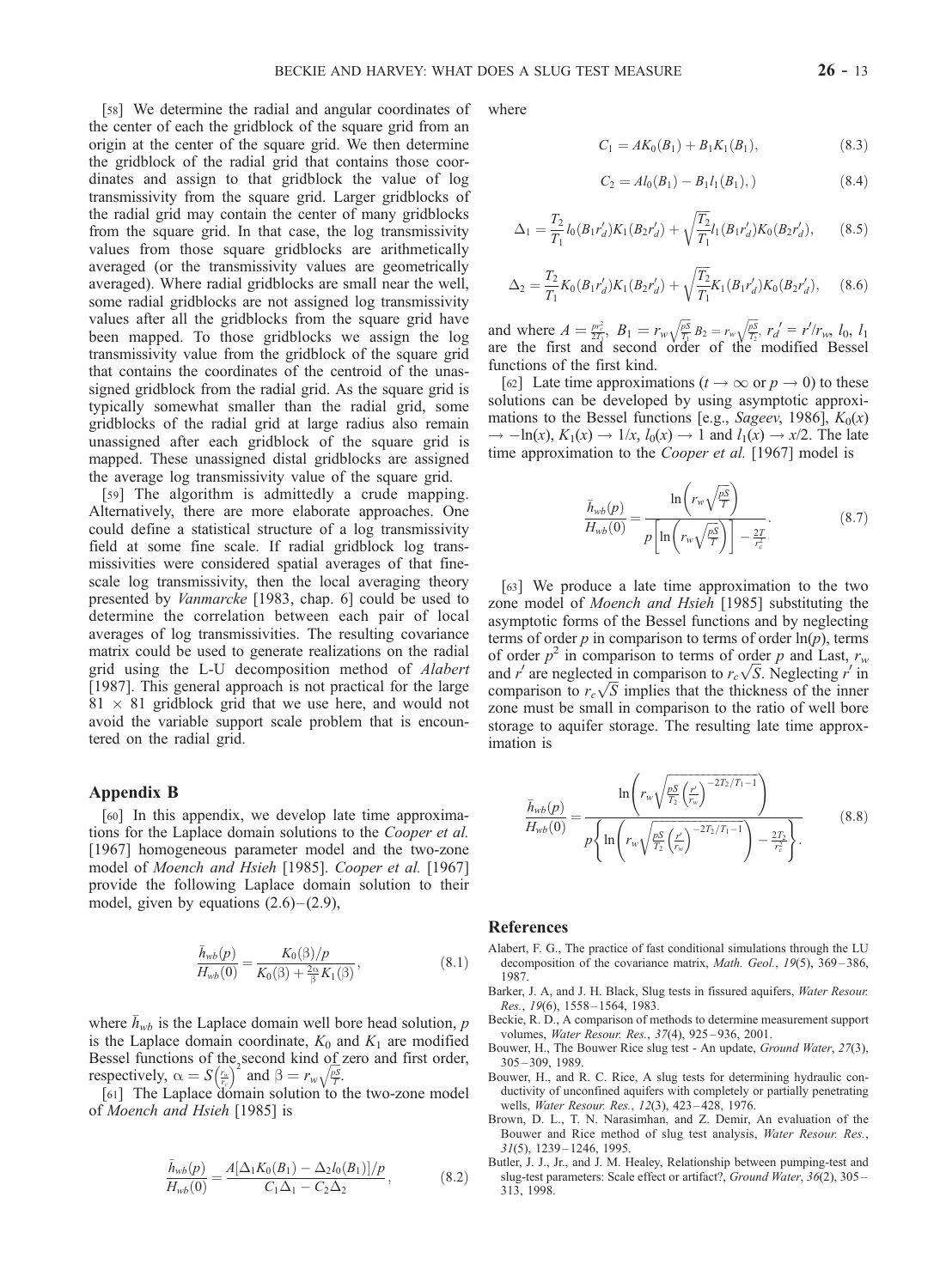[58] We determine the radial and angular coordinates of the center of each the gridblock of the square grid from an origin at the center of the square grid. We then determine the gridblock of the radial grid that contains those coordinates and assign to that gridblock the value of log transmissivity from the square grid. Larger gridblocks of the radial grid may contain the center of many gridblocks from the square grid. In that case, the log transmissivity values from those square gridblocks are arithmetically averaged (or the transmissivity values are geometrically averaged). Where radial gridblocks are small near the well, some radial gridblocks are not assigned log transmissivity values after all the gridblocks from the square grid have been mapped. To those gridblocks we assign the log transmissivity value from the gridblock of the square grid that contains the coordinates of the centroid of the unassigned gridblock from the radial grid. As the square grid is typically somewhat smaller than the radial grid, some gridblocks of the radial grid at large radius also remain unassigned after each gridblock of the square grid is mapped. These unassigned distal gridblocks are assigned the average log transmissivity value of the square grid.

[59] The algorithm is admittedly a crude mapping. Alternatively, there are more elaborate approaches. One could define a statistical structure of a log transmissivity field at some fine scale. If radial gridblock log transmissivities were considered spatial averages of that fine-scale log transmissivity, then the local averaging theory presented by *Vanmarcke* [1983, chap. 6] could be used to determine the correlation between each pair of local averages of log transmissivities. The resulting covariance matrix could be used to generate realizations on the radial grid using the L-U decomposition method of *Alabert* [1987]. This general approach is not practical for the large $81 \times 81$ gridblock grid that we use here, and would not avoid the variable support scale problem that is encountered on the radial grid.

## Appendix B

[60] In this appendix, we develop late time approximations for the Laplace domain solutions to the *Cooper et al.* [1967] homogeneous parameter model and the two-zone model of *Moench and Hsieh* [1985]. *Cooper et al.* [1967] provide the following Laplace domain solution to their model, given by equations (2.6)–(2.9),

$$\frac{\bar{h}_{wb}(p)}{H_{wb}(0)} = \frac{K_0(\beta)/p}{K_0(\beta) + \frac{2\alpha}{\beta}K_1(\beta)}, \tag{8.1}$$

where $\bar{h}_{wb}$ is the Laplace domain well bore head solution, $p$ is the Laplace domain coordinate, $K_0$ and $K_1$ are modified Bessel functions of the second kind of zero and first order, respectively, $\alpha = S\left(\frac{r_w}{r_c}\right)^2$ and $\beta = r_w\sqrt{\frac{pS}{T}}$.

[61] The Laplace domain solution to the two-zone model of *Moench and Hsieh* [1985] is

$$\frac{\bar{h}_{wb}(p)}{H_{wb}(0)} = \frac{A[\Delta_1 K_0(B_1) - \Delta_2 I_0(B_1)]/p}{C_1\Delta_1 - C_2\Delta_2}, \tag{8.2}$$

where

$$C_1 = AK_0(B_1) + B_1K_1(B_1), \tag{8.3}$$

$$C_2 = AI_0(B_1) - B_1I_1(B_1),) \tag{8.4}$$

$$\Delta_1 = \frac{T_2}{T_1}I_0(B_1r_d')K_1(B_2r_d') + \sqrt{\frac{T_2}{T_1}}I_1(B_1r_d')K_0(B_2r_d'), \tag{8.5}$$

$$\Delta_2 = \frac{T_2}{T_1}K_0(B_1r_d')K_1(B_2r_d') + \sqrt{\frac{T_2}{T_1}}K_1(B_1r_d')K_0(B_2r_d'), \tag{8.6}$$

and where $A = \frac{pr_c^2}{2T_1}$, $B_1 = r_w\sqrt{\frac{pS}{T_1}}$ $B_2 = r_w\sqrt{\frac{pS}{T_2}}$, $r_d' = r'/r_w$, $I_0$, $I_1$ are the first and second order of the modified Bessel functions of the first kind.

[62] Late time approximations ($t \to \infty$ or $p \to 0$) to these solutions can be developed by using asymptotic approximations to the Bessel functions [e.g., *Sageev*, 1986], $K_0(x) \to -\ln(x)$, $K_1(x) \to 1/x$, $I_0(x) \to 1$ and $I_1(x) \to x/2$. The late time approximation to the *Cooper et al.* [1967] model is

$$\frac{\bar{h}_{wb}(p)}{H_{wb}(0)} = \frac{\ln\left(r_w\sqrt{\frac{pS}{T}}\right)}{p\left[\ln\left(r_w\sqrt{\frac{pS}{T}}\right)\right] - \frac{2T}{r_c^2}}. \tag{8.7}$$

[63] We produce a late time approximation to the two zone model of *Moench and Hsieh* [1985] substituting the asymptotic forms of the Bessel functions and by neglecting terms of order $p$ in comparison to terms of order $\ln(p)$, terms of order $p^2$ in comparison to terms of order $p$ and Last, $r_w$ and $r'$ are neglected in comparison to $r_c\sqrt{S}$. Neglecting $r'$ in comparison to $r_c\sqrt{S}$ implies that the thickness of the inner zone must be small in comparison to the ratio of well bore storage to aquifer storage. The resulting late time approximation is

$$\frac{\bar{h}_{wb}(p)}{H_{wb}(0)} = \frac{\ln\left(r_w\sqrt{\frac{pS}{T_2}\left(\frac{r'}{r_w}\right)^{-2T_2/T_1-1}}\right)}{p\left\{\ln\left(r_w\sqrt{\frac{pS}{T_2}\left(\frac{r'}{r_w}\right)^{-2T_2/T_1-1}}\right) - \frac{2T_2}{r_c^2}\right\}}. \tag{8.8}$$

## References

Alabert, F. G., The practice of fast conditional simulations through the LU decomposition of the covariance matrix, *Math. Geol.*, *19*(5), 369–386, 1987.

Barker, J. A, and J. H. Black, Slug tests in fissured aquifers, *Water Resour. Res.*, *19*(6), 1558–1564, 1983.

Beckie, R. D., A comparison of methods to determine measurement support volumes, *Water Resour. Res.*, *37*(4), 925–936, 2001.

Bouwer, H., The Bouwer Rice slug test - An update, *Ground Water*, *27*(3), 305–309, 1989.

Bouwer, H., and R. C. Rice, A slug tests for determining hydraulic conductivity of unconfined aquifers with completely or partially penetrating wells, *Water Resour. Res.*, *12*(3), 423–428, 1976.

Brown, D. L., T. N. Narasimhan, and Z. Demir, An evaluation of the Bouwer and Rice method of slug test analysis, *Water Resour. Res.*, *31*(5), 1239–1246, 1995.

Butler, J. J., Jr., and J. M. Healey, Relationship between pumping-test and slug-test parameters: Scale effect or artifact?, *Ground Water*, *36*(2), 305–313, 1998.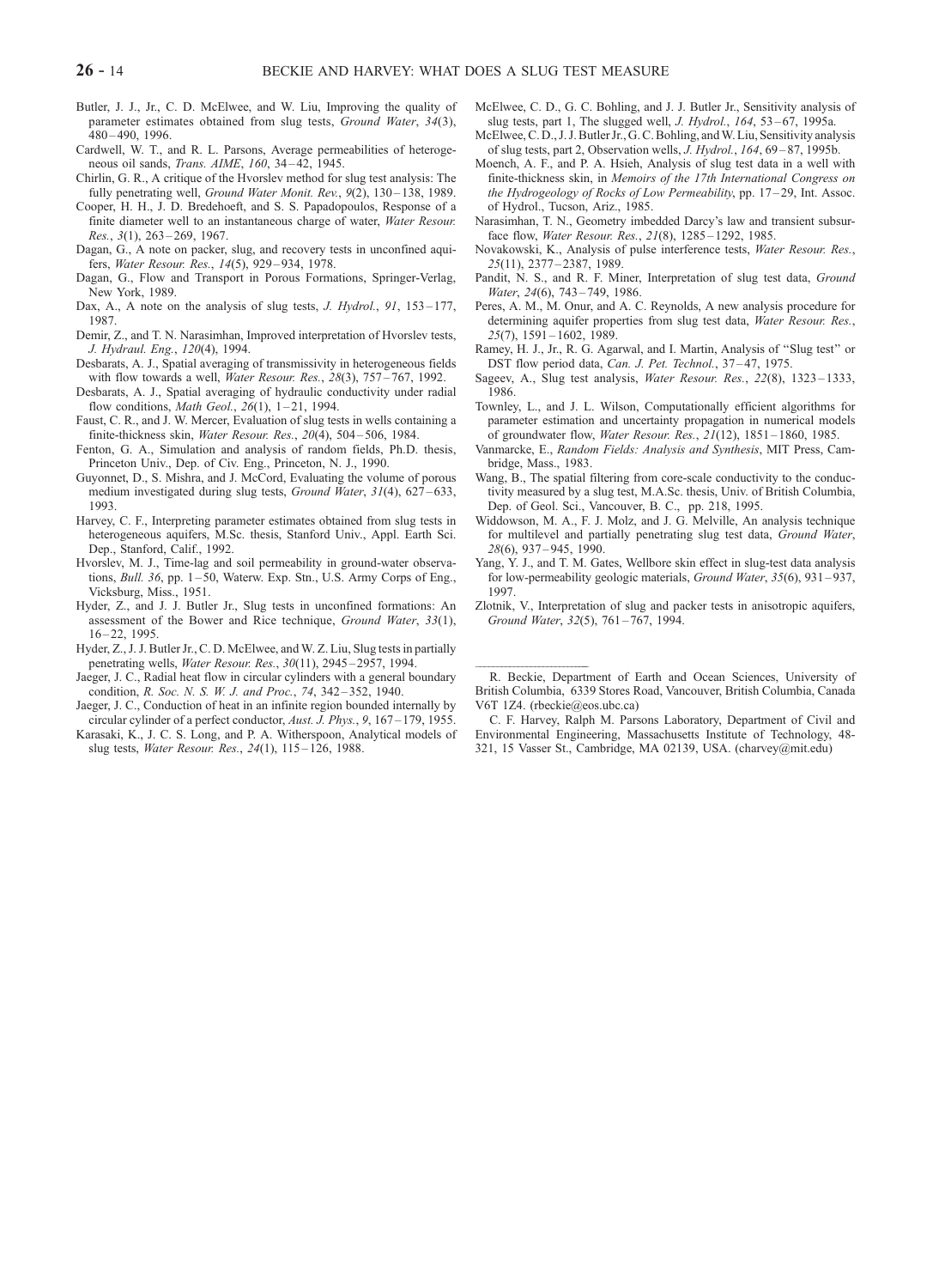Butler, J. J., Jr., C. D. McElwee, and W. Liu, Improving the quality of parameter estimates obtained from slug tests, *Ground Water*, *34*(3), 480–490, 1996.

Cardwell, W. T., and R. L. Parsons, Average permeabilities of heterogeneous oil sands, *Trans. AIME*, *160*, 34–42, 1945.

Chirlin, G. R., A critique of the Hvorslev method for slug test analysis: The fully penetrating well, *Ground Water Monit. Rev.*, *9*(2), 130–138, 1989.

Cooper, H. H., J. D. Bredehoeft, and S. S. Papadopoulos, Response of a finite diameter well to an instantaneous charge of water, *Water Resour. Res.*, *3*(1), 263–269, 1967.

Dagan, G., A note on packer, slug, and recovery tests in unconfined aquifers, *Water Resour. Res.*, *14*(5), 929–934, 1978.

Dagan, G., Flow and Transport in Porous Formations, Springer-Verlag, New York, 1989.

Dax, A., A note on the analysis of slug tests, *J. Hydrol.*, *91*, 153–177, 1987.

Demir, Z., and T. N. Narasimhan, Improved interpretation of Hvorslev tests, *J. Hydraul. Eng.*, *120*(4), 1994.

Desbarats, A. J., Spatial averaging of transmissivity in heterogeneous fields with flow towards a well, *Water Resour. Res.*, *28*(3), 757–767, 1992.

Desbarats, A. J., Spatial averaging of hydraulic conductivity under radial flow conditions, *Math Geol.*, *26*(1), 1–21, 1994.

Faust, C. R., and J. W. Mercer, Evaluation of slug tests in wells containing a finite-thickness skin, *Water Resour. Res.*, *20*(4), 504–506, 1984.

Fenton, G. A., Simulation and analysis of random fields, Ph.D. thesis, Princeton Univ., Dep. of Civ. Eng., Princeton, N. J., 1990.

Guyonnet, D., S. Mishra, and J. McCord, Evaluating the volume of porous medium investigated during slug tests, *Ground Water*, *31*(4), 627–633, 1993.

Harvey, C. F., Interpreting parameter estimates obtained from slug tests in heterogeneous aquifers, M.Sc. thesis, Stanford Univ., Appl. Earth Sci. Dep., Stanford, Calif., 1992.

Hvorslev, M. J., Time-lag and soil permeability in ground-water observations, *Bull. 36*, pp. 1–50, Waterw. Exp. Stn., U.S. Army Corps of Eng., Vicksburg, Miss., 1951.

Hyder, Z., and J. J. Butler Jr., Slug tests in unconfined formations: An assessment of the Bower and Rice technique, *Ground Water*, *33*(1), 16–22, 1995.

Hyder, Z., J. J. Butler Jr., C. D. McElwee, and W. Z. Liu, Slug tests in partially penetrating wells, *Water Resour. Res.*, *30*(11), 2945–2957, 1994.

Jaeger, J. C., Radial heat flow in circular cylinders with a general boundary condition, *R. Soc. N. S. W. J. and Proc.*, *74*, 342–352, 1940.

Jaeger, J. C., Conduction of heat in an infinite region bounded internally by circular cylinder of a perfect conductor, *Aust. J. Phys.*, *9*, 167–179, 1955.

Karasaki, K., J. C. S. Long, and P. A. Witherspoon, Analytical models of slug tests, *Water Resour. Res.*, *24*(1), 115–126, 1988.

McElwee, C. D., G. C. Bohling, and J. J. Butler Jr., Sensitivity analysis of slug tests, part 1, The slugged well, *J. Hydrol.*, *164*, 53–67, 1995a.

McElwee, C. D., J. J. Butler Jr., G. C. Bohling, and W. Liu, Sensitivity analysis of slug tests, part 2, Observation wells, *J. Hydrol.*, *164*, 69–87, 1995b.

Moench, A. F., and P. A. Hsieh, Analysis of slug test data in a well with finite-thickness skin, in *Memoirs of the 17th International Congress on the Hydrogeology of Rocks of Low Permeability*, pp. 17–29, Int. Assoc. of Hydrol., Tucson, Ariz., 1985.

Narasimhan, T. N., Geometry imbedded Darcy's law and transient subsurface flow, *Water Resour. Res.*, *21*(8), 1285–1292, 1985.

Novakowski, K., Analysis of pulse interference tests, *Water Resour. Res.*, *25*(11), 2377–2387, 1989.

Pandit, N. S., and R. F. Miner, Interpretation of slug test data, *Ground Water*, *24*(6), 743–749, 1986.

Peres, A. M., M. Onur, and A. C. Reynolds, A new analysis procedure for determining aquifer properties from slug test data, *Water Resour. Res.*, *25*(7), 1591–1602, 1989.

Ramey, H. J., Jr., R. G. Agarwal, and I. Martin, Analysis of "Slug test" or DST flow period data, *Can. J. Pet. Technol.*, 37–47, 1975.

Sageev, A., Slug test analysis, *Water Resour. Res.*, *22*(8), 1323–1333, 1986.

Townley, L., and J. L. Wilson, Computationally efficient algorithms for parameter estimation and uncertainty propagation in numerical models of groundwater flow, *Water Resour. Res.*, *21*(12), 1851–1860, 1985.

Vanmarcke, E., *Random Fields: Analysis and Synthesis*, MIT Press, Cambridge, Mass., 1983.

Wang, B., The spatial filtering from core-scale conductivity to the conductivity measured by a slug test, M.A.Sc. thesis, Univ. of British Columbia, Dep. of Geol. Sci., Vancouver, B. C., pp. 218, 1995.

Widdowson, M. A., F. J. Molz, and J. G. Melville, An analysis technique for multilevel and partially penetrating slug test data, *Ground Water*, *28*(6), 937–945, 1990.

Yang, Y. J., and T. M. Gates, Wellbore skin effect in slug-test data analysis for low-permeability geologic materials, *Ground Water*, *35*(6), 931–937, 1997.

Zlotnik, V., Interpretation of slug and packer tests in anisotropic aquifers, *Ground Water*, *32*(5), 761–767, 1994.

---

R. Beckie, Department of Earth and Ocean Sciences, University of British Columbia, 6339 Stores Road, Vancouver, British Columbia, Canada V6T 1Z4. (rbeckie@eos.ubc.ca)

C. F. Harvey, Ralph M. Parsons Laboratory, Department of Civil and Environmental Engineering, Massachusetts Institute of Technology, 48-321, 15 Vasser St., Cambridge, MA 02139, USA. (charvey@mit.edu)